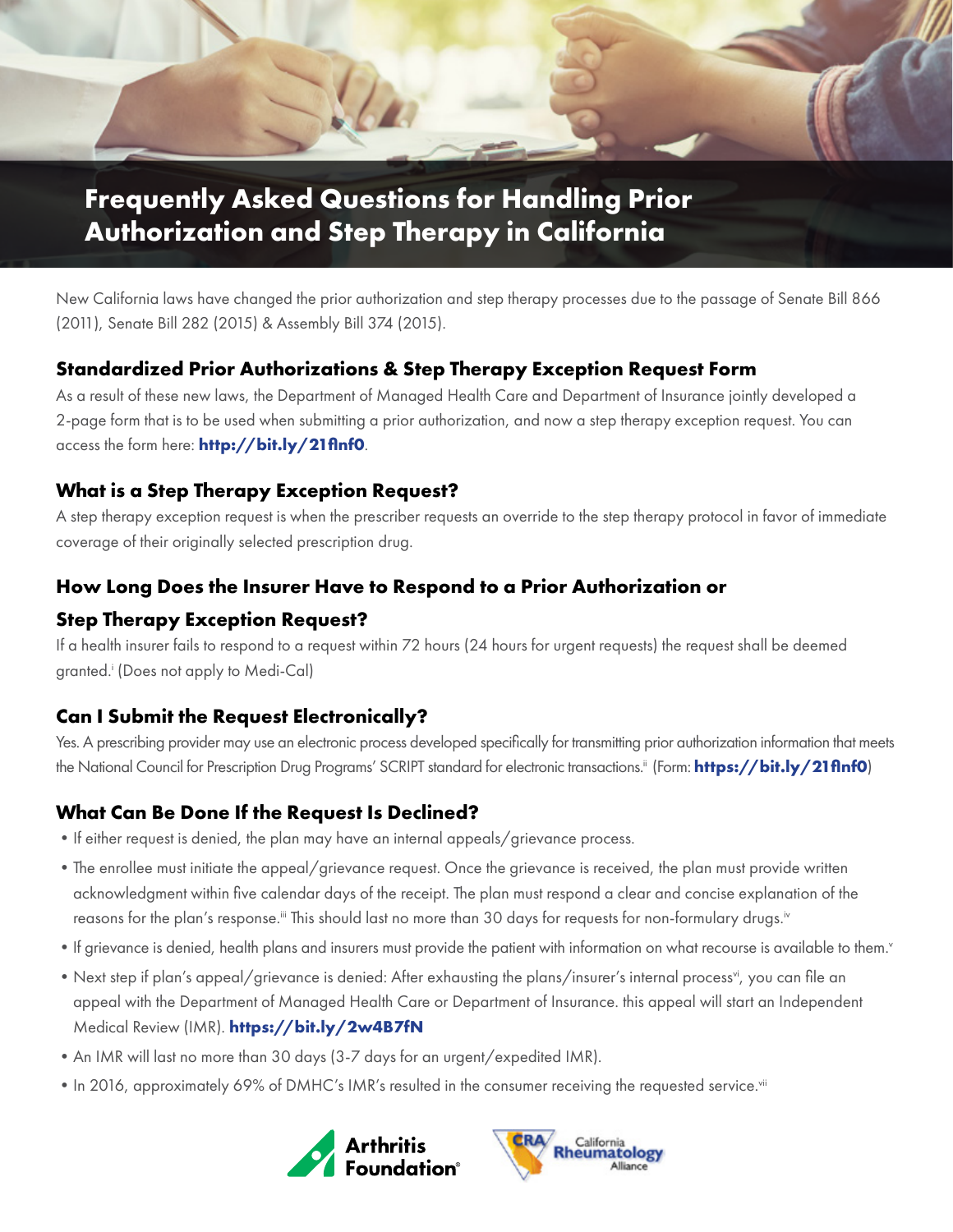# Frequently Asked Questions for Handling Prior Authorization and Step Therapy in California

New California laws have changed the prior authorization and step therapy processes due to the passage of Senate Bill 866 (2011), Senate Bill 282 (2015) & Assembly Bill 374 (2015).

## Standardized Prior Authorizations & Step Therapy Exception Request Form

As a result of these new laws, the Department of Managed Health Care and Department of Insurance jointly developed a 2-page form that is to be used when submitting a prior authorization, and now a step therapy exception request. You can access the form here: **http://bit.ly/21flnf0**.

## What is a Step Therapy Exception Request?

A step therapy exception request is when the prescriber requests an override to the step therapy protocol in favor of immediate coverage of their originally selected prescription drug.

## How Long Does the Insurer Have to Respond to a Prior Authorization or Step Therapy Exception Request?

If a health insurer fails to respond to a request within 72 hours (24 hours for urgent requests) the request shall be deemed granted.[i] (Does not apply to Medi-Cal)

## Can I Submit the Request Electronically?

Yes. A prescribing provider may use an electronic process developed specifically for transmitting prior authorization information that meets the National Council for Prescription Drug Programs' SCRIPT standard for electronic transactions.[ii] (Form: **https://bit.ly/21flnf0**)

## What Can Be Done If the Request Is Declined?

- If either request is denied, the plan may have an internal appeals/grievance process.
- The enrollee must initiate the appeal/grievance request. Once the grievance is received, the plan must provide written acknowledgment within five calendar days of the receipt. The plan must respond a clear and concise explanation of the reasons for the plan's response.[iii] This should last no more than 30 days for requests for non-formulary drugs.[iv]
- If grievance is denied, health plans and insurers must provide the patient with information on what recourse is available to them.[v]
- Next step if plan's appeal/grievance is denied: After exhausting the plans/insurer's internal process[vi], you can file an appeal with the Department of Managed Health Care or Department of Insurance. this appeal will start an Independent Medical Review (IMR). **https://bit.ly/2w4B7fN**
- An IMR will last no more than 30 days (3-7 days for an urgent/expedited IMR).
- In 2016, approximately 69% of DMHC's IMR's resulted in the consumer receiving the requested service.[vii]

Arthritis Foundation® | California Rheumatology Alliance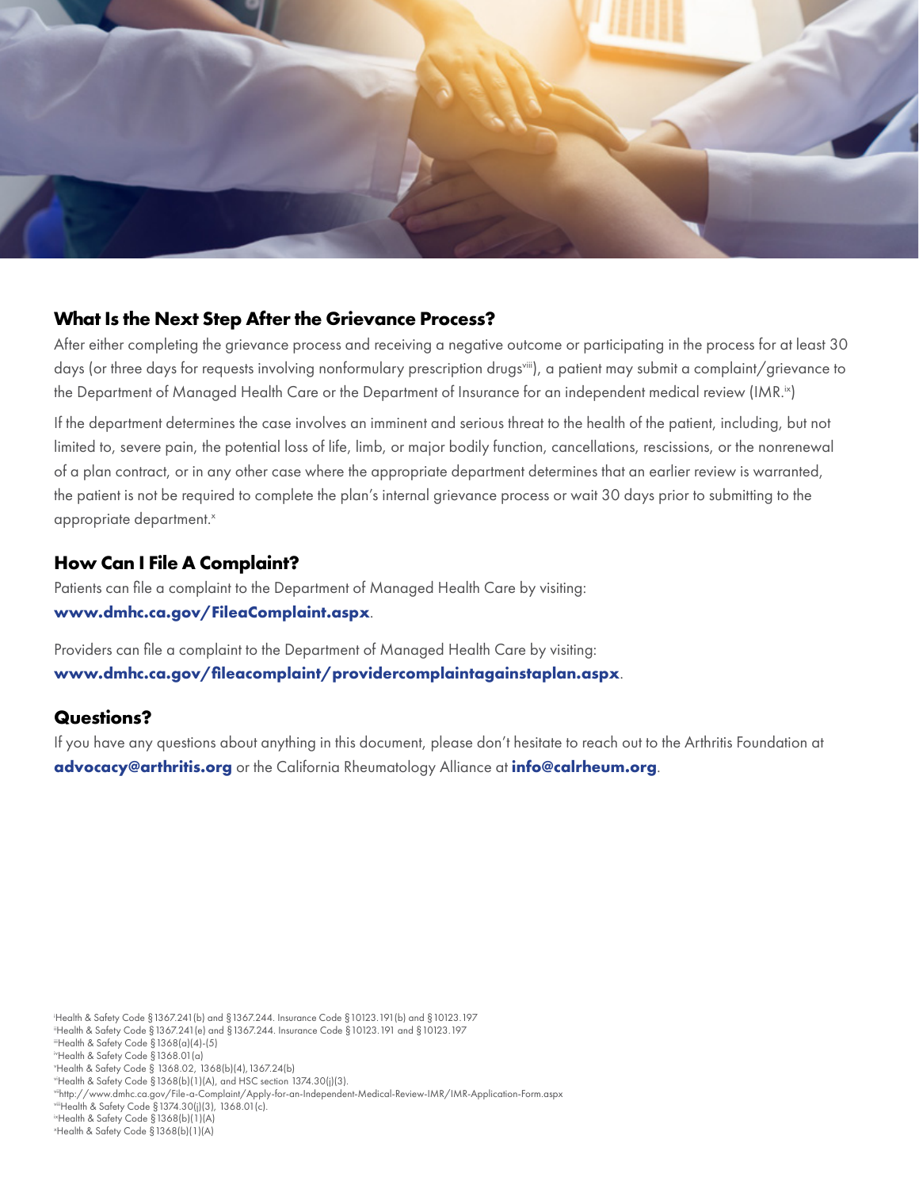## What Is the Next Step After the Grievance Process?

After either completing the grievance process and receiving a negative outcome or participating in the process for at least 30 days (or three days for requests involving nonformulary prescription drugs[viii]), a patient may submit a complaint/grievance to the Department of Managed Health Care or the Department of Insurance for an independent medical review (IMR.[ix])

If the department determines the case involves an imminent and serious threat to the health of the patient, including, but not limited to, severe pain, the potential loss of life, limb, or major bodily function, cancellations, rescissions, or the nonrenewal of a plan contract, or in any other case where the appropriate department determines that an earlier review is warranted, the patient is not be required to complete the plan's internal grievance process or wait 30 days prior to submitting to the appropriate department.[x]

## How Can I File A Complaint?

Patients can file a complaint to the Department of Managed Health Care by visiting:
**www.dmhc.ca.gov/FileaComplaint.aspx**.

Providers can file a complaint to the Department of Managed Health Care by visiting:
**www.dmhc.ca.gov/fileacomplaint/providercomplaintagainstaplan.aspx**.

## Questions?

If you have any questions about anything in this document, please don't hesitate to reach out to the Arthritis Foundation at **advocacy@arthritis.org** or the California Rheumatology Alliance at **info@calrheum.org**.

[i] Health & Safety Code §1367.241(b) and §1367.244. Insurance Code §10123.191(b) and §10123.197
[ii] Health & Safety Code §1367.241(e) and §1367.244. Insurance Code §10123.191 and §10123.197
[iii] Health & Safety Code §1368(a)(4)-(5)
[iv] Health & Safety Code §1368.01(a)
[v] Health & Safety Code § 1368.02, 1368(b)(4), 1367.24(b)
[vi] Health & Safety Code §1368(b)(1)(A), and HSC section 1374.30(j)(3).
[vii] http://www.dmhc.ca.gov/File-a-Complaint/Apply-for-an-Independent-Medical-Review-IMR/IMR-Application-Form.aspx
[viii] Health & Safety Code §1374.30(j)(3), 1368.01(c).
[ix] Health & Safety Code §1368(b)(1)(A)
[x] Health & Safety Code §1368(b)(1)(A)